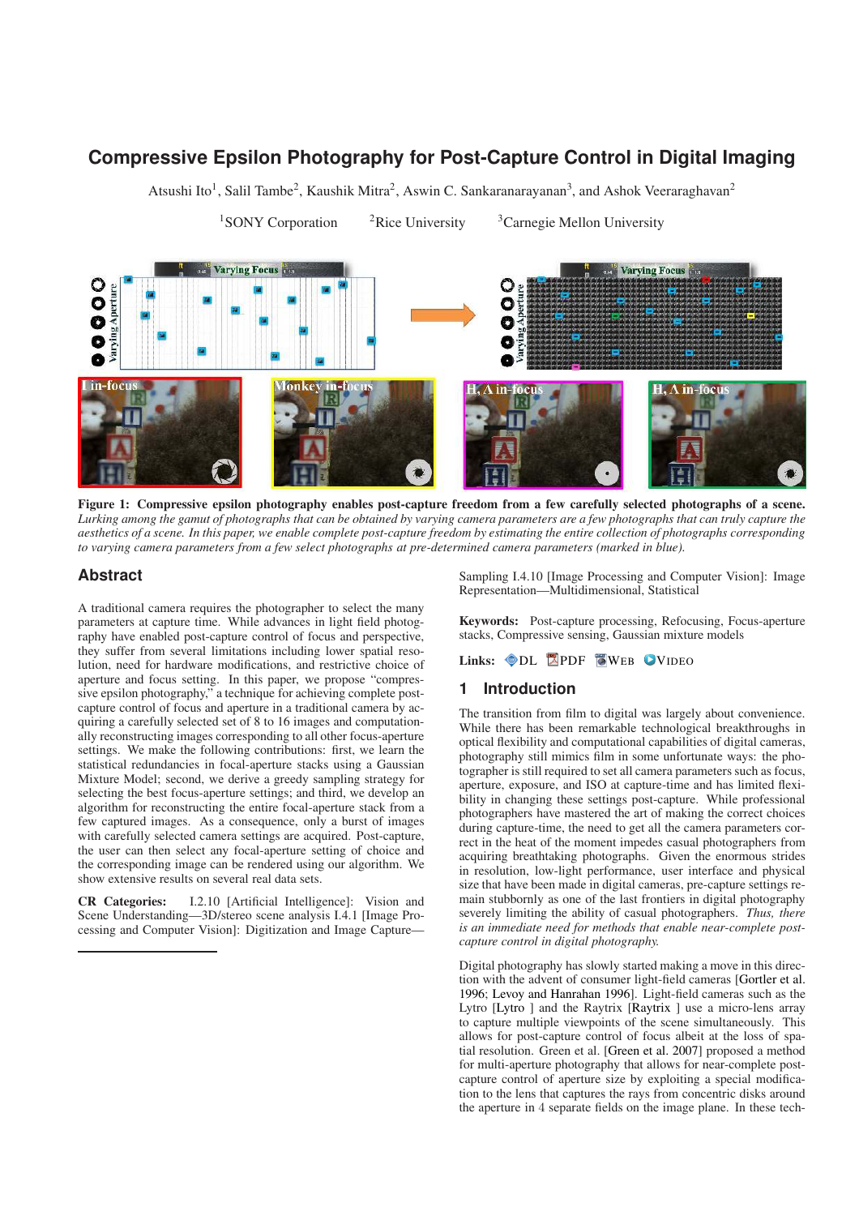# Compressive Epsilon Photography for Post-Capture Control in Digital Imaging

Atsushi Ito[1], Salil Tambe[2], Kaushik Mitra[2], Aswin C. Sankaranarayanan[3], and Ashok Veeraraghavan[2]

[1]SONY Corporation [2]Rice University [3]Carnegie Mellon University

**Figure 1: Compressive epsilon photography enables post-capture freedom from a few carefully selected photographs of a scene.** *Lurking among the gamut of photographs that can be obtained by varying camera parameters are a few photographs that can truly capture the aesthetics of a scene. In this paper, we enable complete post-capture freedom by estimating the entire collection of photographs corresponding to varying camera parameters from a few select photographs at pre-determined camera parameters (marked in blue).*

## Abstract

A traditional camera requires the photographer to select the many parameters at capture time. While advances in light field photography have enabled post-capture control of focus and perspective, they suffer from several limitations including lower spatial resolution, need for hardware modifications, and restrictive choice of aperture and focus setting. In this paper, we propose "compressive epsilon photography," a technique for achieving complete post-capture control of focus and aperture in a traditional camera by acquiring a carefully selected set of 8 to 16 images and computationally reconstructing images corresponding to all other focus-aperture settings. We make the following contributions: first, we learn the statistical redundancies in focal-aperture stacks using a Gaussian Mixture Model; second, we derive a greedy sampling strategy for selecting the best focus-aperture settings; and third, we develop an algorithm for reconstructing the entire focal-aperture stack from a few captured images. As a consequence, only a burst of images with carefully selected camera settings are acquired. Post-capture, the user can then select any focal-aperture setting of choice and the corresponding image can be rendered using our algorithm. We show extensive results on several real data sets.

**CR Categories:** I.2.10 [Artificial Intelligence]: Vision and Scene Understanding—3D/stereo scene analysis I.4.1 [Image Processing and Computer Vision]: Digitization and Image Capture—Sampling I.4.10 [Image Processing and Computer Vision]: Image Representation—Multidimensional, Statistical

**Keywords:** Post-capture processing, Refocusing, Focus-aperture stacks, Compressive sensing, Gaussian mixture models

**Links:** DL PDF WEB VIDEO

## 1 Introduction

The transition from film to digital was largely about convenience. While there has been remarkable technological breakthroughs in optical flexibility and computational capabilities of digital cameras, photography still mimics film in some unfortunate ways: the photographer is still required to set all camera parameters such as focus, aperture, exposure, and ISO at capture-time and has limited flexibility in changing these settings post-capture. While professional photographers have mastered the art of making the correct choices during capture-time, the need to get all the camera parameters correct in the heat of the moment impedes casual photographers from acquiring breathtaking photographs. Given the enormous strides in resolution, low-light performance, user interface and physical size that have been made in digital cameras, pre-capture settings remain stubbornly as one of the last frontiers in digital photography severely limiting the ability of casual photographers. *Thus, there is an immediate need for methods that enable near-complete post-capture control in digital photography.*

Digital photography has slowly started making a move in this direction with the advent of consumer light-field cameras [Gortler et al. 1996; Levoy and Hanrahan 1996]. Light-field cameras such as the Lytro [Lytro ] and the Raytrix [Raytrix ] use a micro-lens array to capture multiple viewpoints of the scene simultaneously. This allows for post-capture control of focus albeit at the loss of spatial resolution. Green et al. [Green et al. 2007] proposed a method for multi-aperture photography that allows for near-complete post-capture control of aperture size by exploiting a special modification to the lens that captures the rays from concentric disks around the aperture in 4 separate fields on the image plane. In these tech-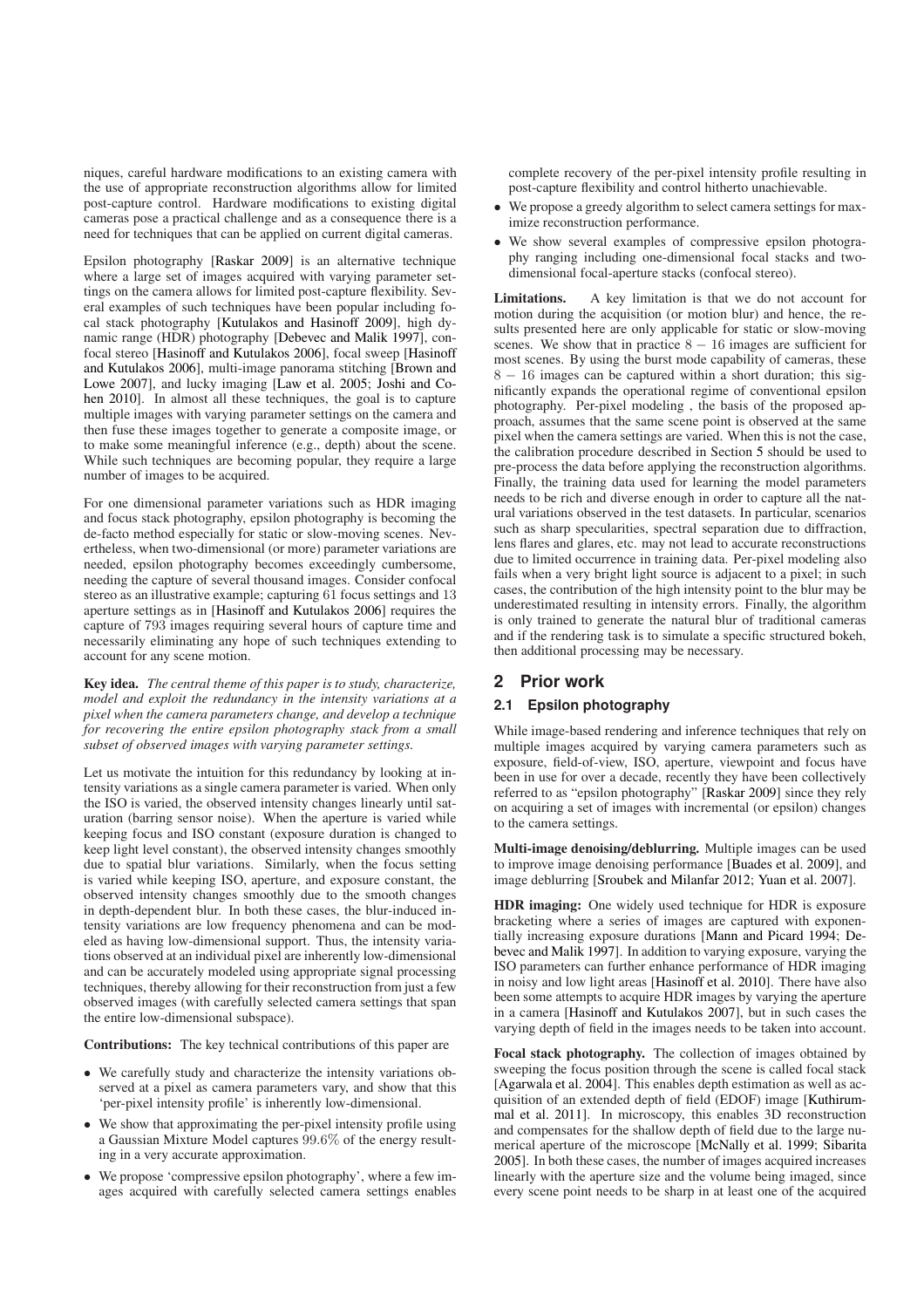niques, careful hardware modifications to an existing camera with the use of appropriate reconstruction algorithms allow for limited post-capture control. Hardware modifications to existing digital cameras pose a practical challenge and as a consequence there is a need for techniques that can be applied on current digital cameras.

Epsilon photography [Raskar 2009] is an alternative technique where a large set of images acquired with varying parameter settings on the camera allows for limited post-capture flexibility. Several examples of such techniques have been popular including focal stack photography [Kutulakos and Hasinoff 2009], high dynamic range (HDR) photography [Debevec and Malik 1997], confocal stereo [Hasinoff and Kutulakos 2006], focal sweep [Hasinoff and Kutulakos 2006], multi-image panorama stitching [Brown and Lowe 2007], and lucky imaging [Law et al. 2005; Joshi and Cohen 2010]. In almost all these techniques, the goal is to capture multiple images with varying parameter settings on the camera and then fuse these images together to generate a composite image, or to make some meaningful inference (e.g., depth) about the scene. While such techniques are becoming popular, they require a large number of images to be acquired.

For one dimensional parameter variations such as HDR imaging and focus stack photography, epsilon photography is becoming the de-facto method especially for static or slow-moving scenes. Nevertheless, when two-dimensional (or more) parameter variations are needed, epsilon photography becomes exceedingly cumbersome, needing the capture of several thousand images. Consider confocal stereo as an illustrative example; capturing $61$ focus settings and $13$ aperture settings as in [Hasinoff and Kutulakos 2006] requires the capture of $793$ images requiring several hours of capture time and necessarily eliminating any hope of such techniques extending to account for any scene motion.

**Key idea.** *The central theme of this paper is to study, characterize, model and exploit the redundancy in the intensity variations at a pixel when the camera parameters change, and develop a technique for recovering the entire epsilon photography stack from a small subset of observed images with varying parameter settings.*

Let us motivate the intuition for this redundancy by looking at intensity variations as a single camera parameter is varied. When only the ISO is varied, the observed intensity changes linearly until saturation (barring sensor noise). When the aperture is varied while keeping focus and ISO constant (exposure duration is changed to keep light level constant), the observed intensity changes smoothly due to spatial blur variations. Similarly, when the focus setting is varied while keeping ISO, aperture, and exposure constant, the observed intensity changes smoothly due to the smooth changes in depth-dependent blur. In both these cases, the blur-induced intensity variations are low frequency phenomena and can be modeled as having low-dimensional support. Thus, the intensity variations observed at an individual pixel are inherently low-dimensional and can be accurately modeled using appropriate signal processing techniques, thereby allowing for their reconstruction from just a few observed images (with carefully selected camera settings that span the entire low-dimensional subspace).

**Contributions:** The key technical contributions of this paper are

- We carefully study and characterize the intensity variations observed at a pixel as camera parameters vary, and show that this 'per-pixel intensity profile' is inherently low-dimensional.
- We show that approximating the per-pixel intensity profile using a Gaussian Mixture Model captures $99.6\%$ of the energy resulting in a very accurate approximation.
- We propose 'compressive epsilon photography', where a few images acquired with carefully selected camera settings enables complete recovery of the per-pixel intensity profile resulting in post-capture flexibility and control hitherto unachievable.
- We propose a greedy algorithm to select camera settings for maximize reconstruction performance.
- We show several examples of compressive epsilon photography ranging including one-dimensional focal stacks and two-dimensional focal-aperture stacks (confocal stereo).

**Limitations.** A key limitation is that we do not account for motion during the acquisition (or motion blur) and hence, the results presented here are only applicable for static or slow-moving scenes. We show that in practice $8-16$ images are sufficient for most scenes. By using the burst mode capability of cameras, these $8-16$ images can be captured within a short duration; this significantly expands the operational regime of conventional epsilon photography. Per-pixel modeling , the basis of the proposed approach, assumes that the same scene point is observed at the same pixel when the camera settings are varied. When this is not the case, the calibration procedure described in Section 5 should be used to pre-process the data before applying the reconstruction algorithms. Finally, the training data used for learning the model parameters needs to be rich and diverse enough in order to capture all the natural variations observed in the test datasets. In particular, scenarios such as sharp specularities, spectral separation due to diffraction, lens flares and glares, etc. may not lead to accurate reconstructions due to limited occurrence in training data. Per-pixel modeling also fails when a very bright light source is adjacent to a pixel; in such cases, the contribution of the high intensity point to the blur may be underestimated resulting in intensity errors. Finally, the algorithm is only trained to generate the natural blur of traditional cameras and if the rendering task is to simulate a specific structured bokeh, then additional processing may be necessary.

## 2 Prior work

### 2.1 Epsilon photography

While image-based rendering and inference techniques that rely on multiple images acquired by varying camera parameters such as exposure, field-of-view, ISO, aperture, viewpoint and focus have been in use for over a decade, recently they have been collectively referred to as "epsilon photography" [Raskar 2009] since they rely on acquiring a set of images with incremental (or epsilon) changes to the camera settings.

**Multi-image denoising/deblurring.** Multiple images can be used to improve image denoising performance [Buades et al. 2009], and image deblurring [Sroubek and Milanfar 2012; Yuan et al. 2007].

**HDR imaging:** One widely used technique for HDR is exposure bracketing where a series of images are captured with exponentially increasing exposure durations [Mann and Picard 1994; Debevec and Malik 1997]. In addition to varying exposure, varying the ISO parameters can further enhance performance of HDR imaging in noisy and low light areas [Hasinoff et al. 2010]. There have also been some attempts to acquire HDR images by varying the aperture in a camera [Hasinoff and Kutulakos 2007], but in such cases the varying depth of field in the images needs to be taken into account.

**Focal stack photography.** The collection of images obtained by sweeping the focus position through the scene is called focal stack [Agarwala et al. 2004]. This enables depth estimation as well as acquisition of an extended depth of field (EDOF) image [Kuthirummal et al. 2011]. In microscopy, this enables 3D reconstruction and compensates for the shallow depth of field due to the large numerical aperture of the microscope [McNally et al. 1999; Sibarita 2005]. In both these cases, the number of images acquired increases linearly with the aperture size and the volume being imaged, since every scene point needs to be sharp in at least one of the acquired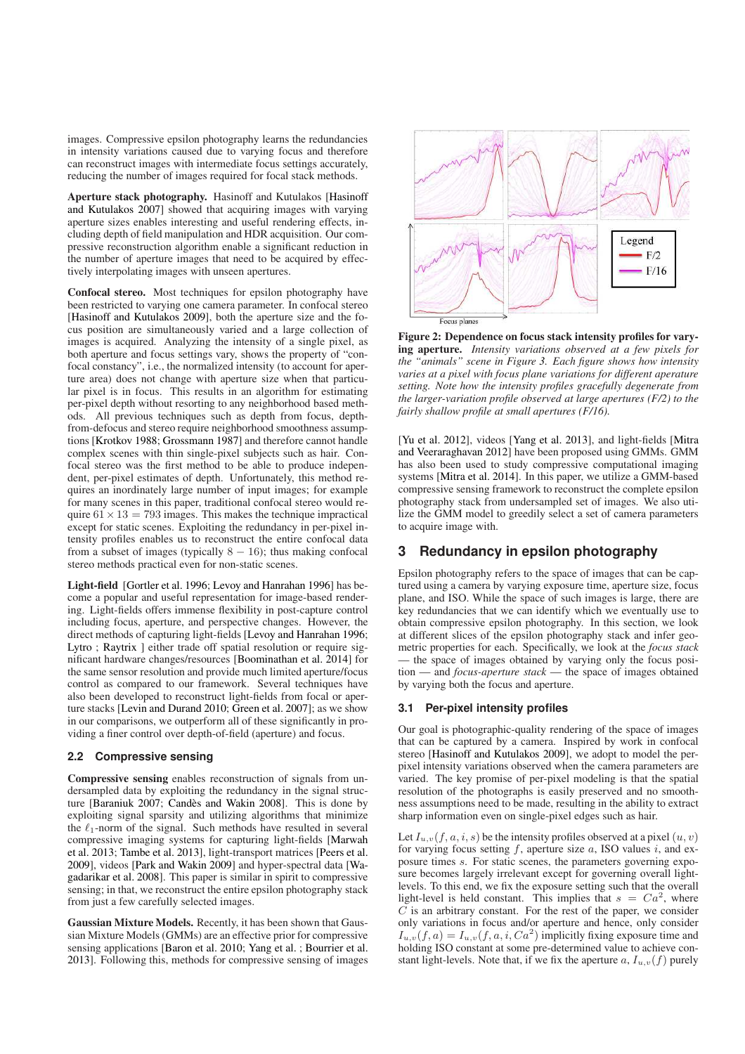images. Compressive epsilon photography learns the redundancies in intensity variations caused due to varying focus and therefore can reconstruct images with intermediate focus settings accurately, reducing the number of images required for focal stack methods.

**Aperture stack photography.** Hasinoff and Kutulakos [Hasinoff and Kutulakos 2007] showed that acquiring images with varying aperture sizes enables interesting and useful rendering effects, including depth of field manipulation and HDR acquisition. Our compressive reconstruction algorithm enable a significant reduction in the number of aperture images that need to be acquired by effectively interpolating images with unseen apertures.

**Confocal stereo.** Most techniques for epsilon photography have been restricted to varying one camera parameter. In confocal stereo [Hasinoff and Kutulakos 2009], both the aperture size and the focus position are simultaneously varied and a large collection of images is acquired. Analyzing the intensity of a single pixel, as both aperture and focus settings vary, shows the property of "confocal constancy", i.e., the normalized intensity (to account for aperture area) does not change with aperture size when that particular pixel is in focus. This results in an algorithm for estimating per-pixel depth without resorting to any neighborhood based methods. All previous techniques such as depth from focus, depth-from-defocus and stereo require neighborhood smoothness assumptions [Krotkov 1988; Grossmann 1987] and therefore cannot handle complex scenes with thin single-pixel subjects such as hair. Confocal stereo was the first method to be able to produce independent, per-pixel estimates of depth. Unfortunately, this method requires an inordinately large number of input images; for example for many scenes in this paper, traditional confocal stereo would require $61 \times 13 = 793$ images. This makes the technique impractical except for static scenes. Exploiting the redundancy in per-pixel intensity profiles enables us to reconstruct the entire confocal data from a subset of images (typically $8 - 16$); thus making confocal stereo methods practical even for non-static scenes.

**Light-field** [Gortler et al. 1996; Levoy and Hanrahan 1996] has become a popular and useful representation for image-based rendering. Light-fields offers immense flexibility in post-capture control including focus, aperture, and perspective changes. However, the direct methods of capturing light-fields [Levoy and Hanrahan 1996; Lytro ; Raytrix ] either trade off spatial resolution or require significant hardware changes/resources [Boominathan et al. 2014] for the same sensor resolution and provide much limited aperture/focus control as compared to our framework. Several techniques have also been developed to reconstruct light-fields from focal or aperture stacks [Levin and Durand 2010; Green et al. 2007]; as we show in our comparisons, we outperform all of these significantly in providing a finer control over depth-of-field (aperture) and focus.

### 2.2 Compressive sensing

**Compressive sensing** enables reconstruction of signals from undersampled data by exploiting the redundancy in the signal structure [Baraniuk 2007; Candès and Wakin 2008]. This is done by exploiting signal sparsity and utilizing algorithms that minimize the $\ell_1$-norm of the signal. Such methods have resulted in several compressive imaging systems for capturing light-fields [Marwah et al. 2013; Tambe et al. 2013], light-transport matrices [Peers et al. 2009], videos [Park and Wakin 2009] and hyper-spectral data [Wagadarikar et al. 2008]. This paper is similar in spirit to compressive sensing; in that, we reconstruct the entire epsilon photography stack from just a few carefully selected images.

**Gaussian Mixture Models.** Recently, it has been shown that Gaussian Mixture Models (GMMs) are an effective prior for compressive sensing applications [Baron et al. 2010; Yang et al. ; Bourrier et al. 2013]. Following this, methods for compressive sensing of images

**Figure 2: Dependence on focus stack intensity profiles for varying aperture.** *Intensity variations observed at a few pixels for the "animals" scene in Figure 3. Each figure shows how intensity varies at a pixel with focus plane variations for different aperature setting. Note how the intensity profiles gracefully degenerate from the larger-variation profile observed at large apertures (F/2) to the fairly shallow profile at small apertures (F/16).*

[Yu et al. 2012], videos [Yang et al. 2013], and light-fields [Mitra and Veeraraghavan 2012] have been proposed using GMMs. GMM has also been used to study compressive computational imaging systems [Mitra et al. 2014]. In this paper, we utilize a GMM-based compressive sensing framework to reconstruct the complete epsilon photography stack from undersampled set of images. We also utilize the GMM model to greedily select a set of camera parameters to acquire image with.

## 3 Redundancy in epsilon photography

Epsilon photography refers to the space of images that can be captured using a camera by varying exposure time, aperture size, focus plane, and ISO. While the space of such images is large, there are key redundancies that we can identify which we eventually use to obtain compressive epsilon photography. In this section, we look at different slices of the epsilon photography stack and infer geometric properties for each. Specifically, we look at the *focus stack* — the space of images obtained by varying only the focus position — and *focus-aperture stack* — the space of images obtained by varying both the focus and aperture.

### 3.1 Per-pixel intensity profiles

Our goal is photographic-quality rendering of the space of images that can be captured by a camera. Inspired by work in confocal stereo [Hasinoff and Kutulakos 2009], we adopt to model the per-pixel intensity variations observed when the camera parameters are varied. The key promise of per-pixel modeling is that the spatial resolution of the photographs is easily preserved and no smoothness assumptions need to be made, resulting in the ability to extract sharp information even on single-pixel edges such as hair.

Let $I_{u,v}(f, a, i, s)$ be the intensity profiles observed at a pixel $(u, v)$ for varying focus setting $f$, aperture size $a$, ISO values $i$, and exposure times $s$. For static scenes, the parameters governing exposure becomes largely irrelevant except for governing overall light-levels. To this end, we fix the exposure setting such that the overall light-level is held constant. This implies that $s = Ca^2$, where $C$ is an arbitrary constant. For the rest of the paper, we consider only variations in focus and/or aperture and hence, only consider $I_{u,v}(f, a) = I_{u,v}(f, a, i, Ca^2)$ implicitly fixing exposure time and holding ISO constant at some pre-determined value to achieve constant light-levels. Note that, if we fix the aperture $a$, $I_{u,v}(f)$ purely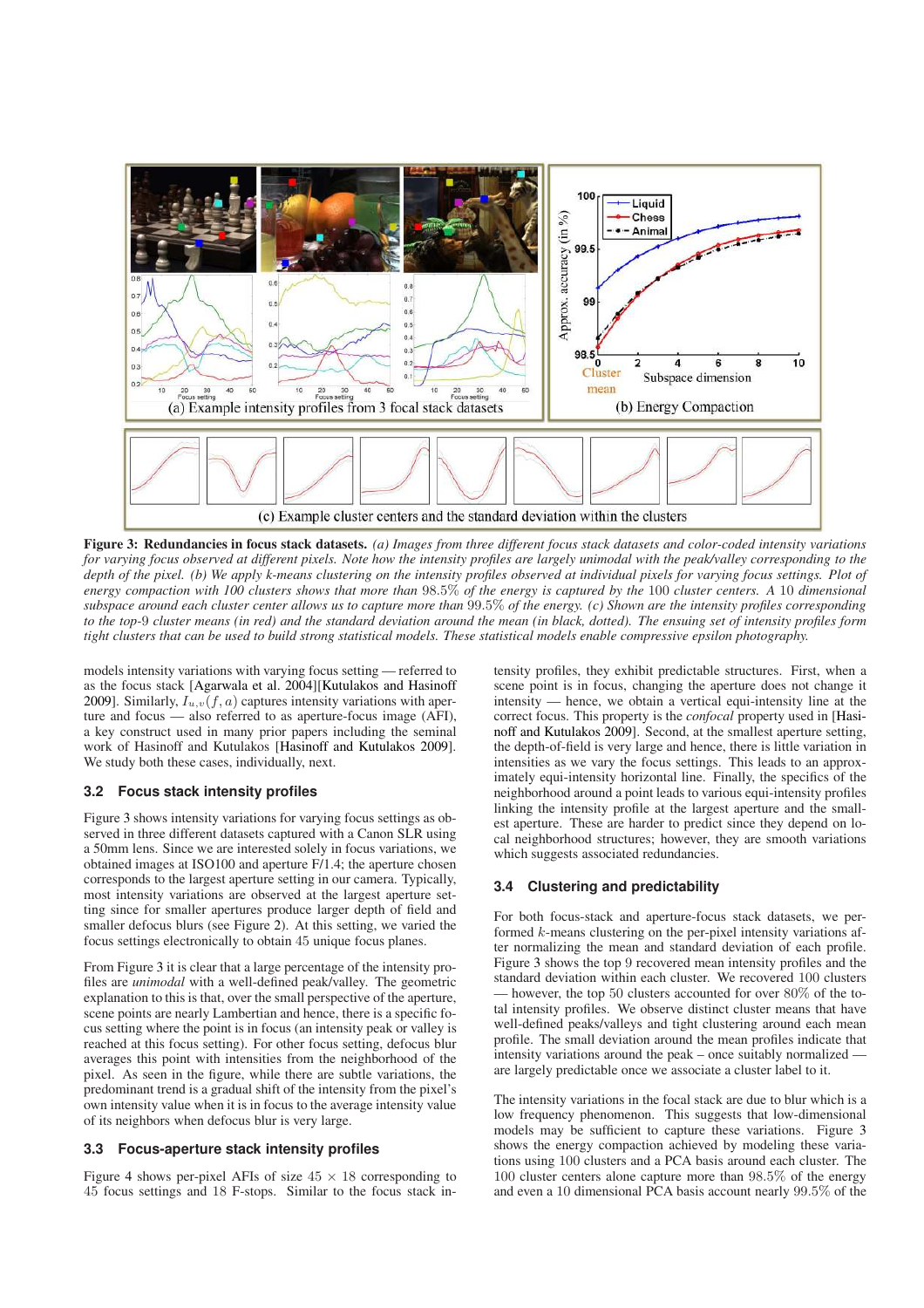**Figure 3: Redundancies in focus stack datasets.** *(a) Images from three different focus stack datasets and color-coded intensity variations for varying focus observed at different pixels. Note how the intensity profiles are largely unimodal with the peak/valley corresponding to the depth of the pixel. (b) We apply k-means clustering on the intensity profiles observed at individual pixels for varying focus settings. Plot of energy compaction with 100 clusters shows that more than* $98.5\%$ *of the energy is captured by the* 100 *cluster centers. A* 10 *dimensional subspace around each cluster center allows us to capture more than* $99.5\%$ *of the energy. (c) Shown are the intensity profiles corresponding to the top-9 cluster means (in red) and the standard deviation around the mean (in black, dotted). The ensuing set of intensity profiles form tight clusters that can be used to build strong statistical models. These statistical models enable compressive epsilon photography.*

models intensity variations with varying focus setting — referred to as the focus stack [Agarwala et al. 2004][Kutulakos and Hasinoff 2009]. Similarly, $I_{u,v}(f, a)$ captures intensity variations with aperture and focus — also referred to as aperture-focus image (AFI), a key construct used in many prior papers including the seminal work of Hasinoff and Kutulakos [Hasinoff and Kutulakos 2009]. We study both these cases, individually, next.

### 3.2 Focus stack intensity profiles

Figure 3 shows intensity variations for varying focus settings as observed in three different datasets captured with a Canon SLR using a 50mm lens. Since we are interested solely in focus variations, we obtained images at ISO100 and aperture F/1.4; the aperture chosen corresponds to the largest aperture setting in our camera. Typically, most intensity variations are observed at the largest aperture setting since for smaller apertures produce larger depth of field and smaller defocus blurs (see Figure 2). At this setting, we varied the focus settings electronically to obtain 45 unique focus planes.

From Figure 3 it is clear that a large percentage of the intensity profiles are *unimodal* with a well-defined peak/valley. The geometric explanation to this is that, over the small perspective of the aperture, scene points are nearly Lambertian and hence, there is a specific focus setting where the point is in focus (an intensity peak or valley is reached at this focus setting). For other focus setting, defocus blur averages this point with intensities from the neighborhood of the pixel. As seen in the figure, while there are subtle variations, the predominant trend is a gradual shift of the intensity from the pixel's own intensity value when it is in focus to the average intensity value of its neighbors when defocus blur is very large.

### 3.3 Focus-aperture stack intensity profiles

Figure 4 shows per-pixel AFIs of size $45 \times 18$ corresponding to 45 focus settings and 18 F-stops. Similar to the focus stack intensity profiles, they exhibit predictable structures. First, when a scene point is in focus, changing the aperture does not change it intensity — hence, we obtain a vertical equi-intensity line at the correct focus. This property is the *confocal* property used in [Hasinoff and Kutulakos 2009]. Second, at the smallest aperture setting, the depth-of-field is very large and hence, there is little variation in intensities as we vary the focus settings. This leads to an approximately equi-intensity horizontal line. Finally, the specifics of the neighborhood around a point leads to various equi-intensity profiles linking the intensity profile at the largest aperture and the smallest aperture. These are harder to predict since they depend on local neighborhood structures; however, they are smooth variations which suggests associated redundancies.

### 3.4 Clustering and predictability

For both focus-stack and aperture-focus stack datasets, we performed $k$-means clustering on the per-pixel intensity variations after normalizing the mean and standard deviation of each profile. Figure 3 shows the top 9 recovered mean intensity profiles and the standard deviation within each cluster. We recovered 100 clusters — however, the top 50 clusters accounted for over $80\%$ of the total intensity profiles. We observe distinct cluster means that have well-defined peaks/valleys and tight clustering around each mean profile. The small deviation around the mean profiles indicate that intensity variations around the peak – once suitably normalized — are largely predictable once we associate a cluster label to it.

The intensity variations in the focal stack are due to blur which is a low frequency phenomenon. This suggests that low-dimensional models may be sufficient to capture these variations. Figure 3 shows the energy compaction achieved by modeling these variations using 100 clusters and a PCA basis around each cluster. The 100 cluster centers alone capture more than $98.5\%$ of the energy and even a 10 dimensional PCA basis account nearly $99.5\%$ of the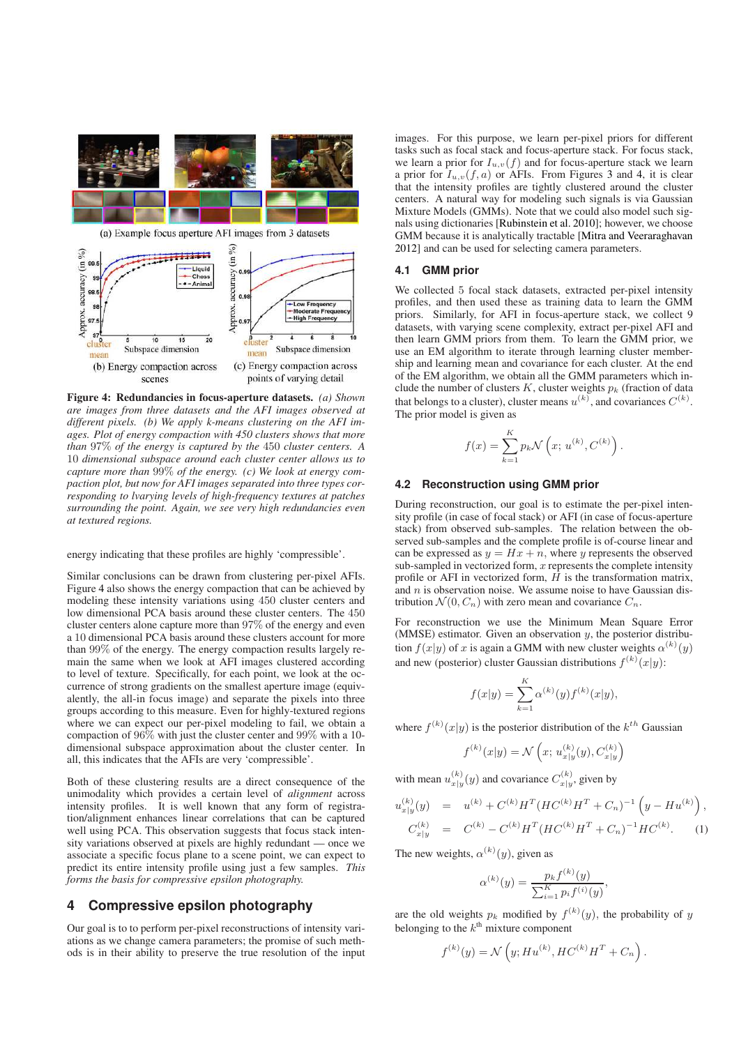(a) Example focus aperture AFI images from 3 datasets

(b) Energy compaction across scenes

(c) Energy compaction across points of varying detail

**Figure 4: Redundancies in focus-aperture datasets.** *(a) Shown are images from three datasets and the AFI images observed at different pixels. (b) We apply k-means clustering on the AFI images. Plot of energy compaction with 450 clusters shows that more than 97% of the energy is captured by the 450 cluster centers. A 10 dimensional subspace around each cluster center allows us to capture more than 99% of the energy. (c) We look at energy compaction plot, but now for AFI images separated into three types corresponding to lvarying levels of high-frequency textures at patches surrounding the point. Again, we see very high redundancies even at textured regions.*

energy indicating that these profiles are highly 'compressible'.

Similar conclusions can be drawn from clustering per-pixel AFIs. Figure 4 also shows the energy compaction that can be achieved by modeling these intensity variations using 450 cluster centers and low dimensional PCA basis around these cluster centers. The 450 cluster centers alone capture more than 97% of the energy and even a 10 dimensional PCA basis around these clusters account for more than 99% of the energy. The energy compaction results largely remain the same when we look at AFI images clustered according to level of texture. Specifically, for each point, we look at the occurrence of strong gradients on the smallest aperture image (equivalently, the all-in focus image) and separate the pixels into three groups according to this measure. Even for highly-textured regions where we can expect our per-pixel modeling to fail, we obtain a compaction of 96% with just the cluster center and 99% with a 10-dimensional subspace approximation about the cluster center. In all, this indicates that the AFIs are very 'compressible'.

Both of these clustering results are a direct consequence of the unimodality which provides a certain level of *alignment* across intensity profiles. It is well known that any form of registration/alignment enhances linear correlations that can be captured well using PCA. This observation suggests that focus stack intensity variations observed at pixels are highly redundant — once we associate a specific focus plane to a scene point, we can expect to predict its entire intensity profile using just a few samples. *This forms the basis for compressive epsilon photography.*

## 4 Compressive epsilon photography

Our goal is to to perform per-pixel reconstructions of intensity variations as we change camera parameters; the promise of such methods is in their ability to preserve the true resolution of the input images. For this purpose, we learn per-pixel priors for different tasks such as focal stack and focus-aperture stack. For focus stack, we learn a prior for $I_{u,v}(f)$ and for focus-aperture stack we learn a prior for $I_{u,v}(f, a)$ or AFIs. From Figures 3 and 4, it is clear that the intensity profiles are tightly clustered around the cluster centers. A natural way for modeling such signals is via Gaussian Mixture Models (GMMs). Note that we could also model such signals using dictionaries [Rubinstein et al. 2010]; however, we choose GMM because it is analytically tractable [Mitra and Veeraraghavan 2012] and can be used for selecting camera parameters.

### 4.1 GMM prior

We collected 5 focal stack datasets, extracted per-pixel intensity profiles, and then used these as training data to learn the GMM priors. Similarly, for AFI in focus-aperture stack, we collect 9 datasets, with varying scene complexity, extract per-pixel AFI and then learn GMM priors from them. To learn the GMM prior, we use an EM algorithm to iterate through learning cluster membership and learning mean and covariance for each cluster. At the end of the EM algorithm, we obtain all the GMM parameters which include the number of clusters $K$, cluster weights $p_k$ (fraction of data that belongs to a cluster), cluster means $u^{(k)}$, and covariances $C^{(k)}$. The prior model is given as

$$f(x) = \sum_{k=1}^{K} p_k \mathcal{N}\left(x;\, u^{(k)}, C^{(k)}\right).$$

### 4.2 Reconstruction using GMM prior

During reconstruction, our goal is to estimate the per-pixel intensity profile (in case of focal stack) or AFI (in case of focus-aperture stack) from observed sub-samples. The relation between the observed sub-samples and the complete profile is of-course linear and can be expressed as $y = Hx + n$, where $y$ represents the observed sub-sampled in vectorized form, $x$ represents the complete intensity profile or AFI in vectorized form, $H$ is the transformation matrix, and $n$ is observation noise. We assume noise to have Gaussian distribution $\mathcal{N}(0, C_n)$ with zero mean and covariance $C_n$.

For reconstruction we use the Minimum Mean Square Error (MMSE) estimator. Given an observation $y$, the posterior distribution $f(x|y)$ of $x$ is again a GMM with new cluster weights $\alpha^{(k)}(y)$ and new (posterior) cluster Gaussian distributions $f^{(k)}(x|y)$:

$$f(x|y) = \sum_{k=1}^{K} \alpha^{(k)}(y) f^{(k)}(x|y),$$

where $f^{(k)}(x|y)$ is the posterior distribution of the $k^{th}$ Gaussian

$$f^{(k)}(x|y) = \mathcal{N}\left(x;\, u^{(k)}_{x|y}(y), C^{(k)}_{x|y}\right)$$

with mean $u^{(k)}_{x|y}(y)$ and covariance $C^{(k)}_{x|y}$, given by

$$\begin{aligned} u^{(k)}_{x|y}(y) &= u^{(k)} + C^{(k)} H^T (H C^{(k)} H^T + C_n)^{-1} \left(y - H u^{(k)}\right), \\ C^{(k)}_{x|y} &= C^{(k)} - C^{(k)} H^T (H C^{(k)} H^T + C_n)^{-1} H C^{(k)}. \end{aligned} \quad (1)$$

The new weights, $\alpha^{(k)}(y)$, given as

$$\alpha^{(k)}(y) = \frac{p_k f^{(k)}(y)}{\sum_{i=1}^{K} p_i f^{(i)}(y)},$$

are the old weights $p_k$ modified by $f^{(k)}(y)$, the probability of $y$ belonging to the $k^{\text{th}}$ mixture component

$$f^{(k)}(y) = \mathcal{N}\left(y;\, H u^{(k)}, H C^{(k)} H^T + C_n\right).$$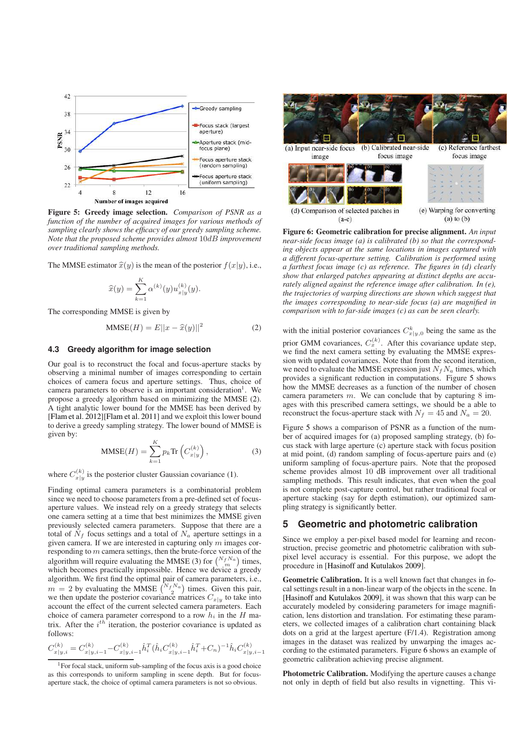**Figure 5: Greedy image selection.** *Comparison of PSNR as a function of the number of acquired images for various methods of sampling clearly shows the efficacy of our greedy sampling scheme. Note that the proposed scheme provides almost 10dB improvement over traditional sampling methods.*

The MMSE estimator $\widehat{x}(y)$ is the mean of the posterior $f(x|y)$, i.e.,

$$\widehat{x}(y) = \sum_{k=1}^{K} \alpha^{(k)}(y) u_{x|y}^{(k)}(y).$$

The corresponding MMSE is given by

$$\text{MMSE}(H) = E||x - \widehat{x}(y)||^2 \tag{2}$$

### 4.3 Greedy algorithm for image selection

Our goal is to reconstruct the focal and focus-aperture stacks by observing a minimal number of images corresponding to certain choices of camera focus and aperture settings. Thus, choice of camera parameters to observe is an important consideration[1]. We propose a greedy algorithm based on minimizing the MMSE (2). A tight analytic lower bound for the MMSE has been derived by [Flam et al. 2012][Flam et al. 2011] and we exploit this lower bound to derive a greedy sampling strategy. The lower bound of MMSE is given by:

$$\text{MMSE}(H) = \sum_{k=1}^{K} p_k \text{Tr}\left(C_{x|y}^{(k)}\right), \tag{3}$$

where $C_{x|y}^{(k)}$ is the posterior cluster Gaussian covariance (1).

Finding optimal camera parameters is a combinatorial problem since we need to choose parameters from a pre-defined set of focus-aperture values. We instead rely on a greedy strategy that selects one camera setting at a time that best minimizes the MMSE given previously selected camera parameters. Suppose that there are a total of $N_f$ focus settings and a total of $N_a$ aperture settings in a given camera. If we are interested in capturing only $m$ images corresponding to $m$ camera settings, then the brute-force version of the algorithm will require evaluating the MMSE (3) for $\binom{N_f N_a}{m}$ times, which becomes practically impossible. Hence we device a greedy algorithm. We first find the optimal pair of camera parameters, i.e., $m = 2$ by evaluating the MMSE $\binom{N_f N_a}{2}$ times. Given this pair, we then update the posterior covariance matrices $C_{x|y}$ to take into account the effect of the current selected camera parameters. Each choice of camera parameter correspond to a row $h_i$ in the $H$ matrix. After the $i^{th}$ iteration, the posterior covariance is updated as follows:

$$C_{x|y,i}^{(k)} = C_{x|y,i-1}^{(k)} - C_{x|y,i-1}^{(k)} \hat{h}_i^T (\hat{h}_i C_{x|y,i-1}^{(k)} \hat{h}_i^T + C_n)^{-1} \hat{h}_i C_{x|y,i-1}^{(k)}$$

[1] For focal stack, uniform sub-sampling of the focus axis is a good choice as this corresponds to uniform sampling in scene depth. But for focus-aperture stack, the choice of optimal camera parameters is not so obvious.

**Figure 6: Geometric calibration for precise alignment.** *An input near-side focus image (a) is calibrated (b) so that the corresponding objects appear at the same locations in images captured with a different focus-aperture setting. Calibration is performed using a farthest focus image (c) as reference. The figures in (d) clearly show that enlarged patches appearing at distinct depths are accurately aligned against the reference image after calibration. In (e), the trajectories of warping directions are shown which suggest that the images corresponding to near-side focus (a) are magnified in comparison with to far-side images (c) as can be seen clearly.*

with the initial posterior covariances $C_{x|y,0}^{k}$ being the same as the prior GMM covariances, $C_x^{(k)}$. After this covariance update step, we find the next camera setting by evaluating the MMSE expression just $N_f N_a$ times, which provides a significant reduction in computations. Figure 5 shows how the MMSE decreases as a function of the number of chosen camera parameters $m$. We can conclude that by capturing 8 images with this prescribed camera settings, we should be a able to reconstruct the focus-aperture stack with $N_f = 45$ and $N_a = 20$.

Figure 5 shows a comparison of PSNR as a function of the number of acquired images for (a) proposed sampling strategy, (b) focus stack with large aperture (c) aperture stack with focus position at mid point, (d) random sampling of focus-aperture pairs and (e) uniform sampling of focus-aperture pairs. Note that the proposed scheme provides almost 10 dB improvement over all traditional sampling methods. This result indicates, that even when the goal is not complete post-capture control, but rather traditional focal or aperture stacking (say for depth estimation), our optimized sampling strategy is significantly better.

## 5 Geometric and photometric calibration

Since we employ a per-pixel based model for learning and reconstruction, precise geometric and photometric calibration with sub-pixel level accuracy is essential. For this purpose, we adopt the procedure in [Hasinoff and Kutulakos 2009].

**Geometric Calibration.** It is a well known fact that changes in focal settings result in a non-linear warp of the objects in the scene. In [Hasinoff and Kutulakos 2009], it was shown that this warp can be accurately modeled by considering parameters for image magnification, lens distortion and translation. For estimating these parameters, we collected images of a calibration chart containing black dots on a grid at the largest aperture (F/1.4). Registration among images in the dataset was realized by unwarping the images according to the estimated parameters. Figure 6 shows an example of geometric calibration achieving precise alignment.

**Photometric Calibration.** Modifying the aperture causes a change not only in depth of field but also results in vignetting. This vi-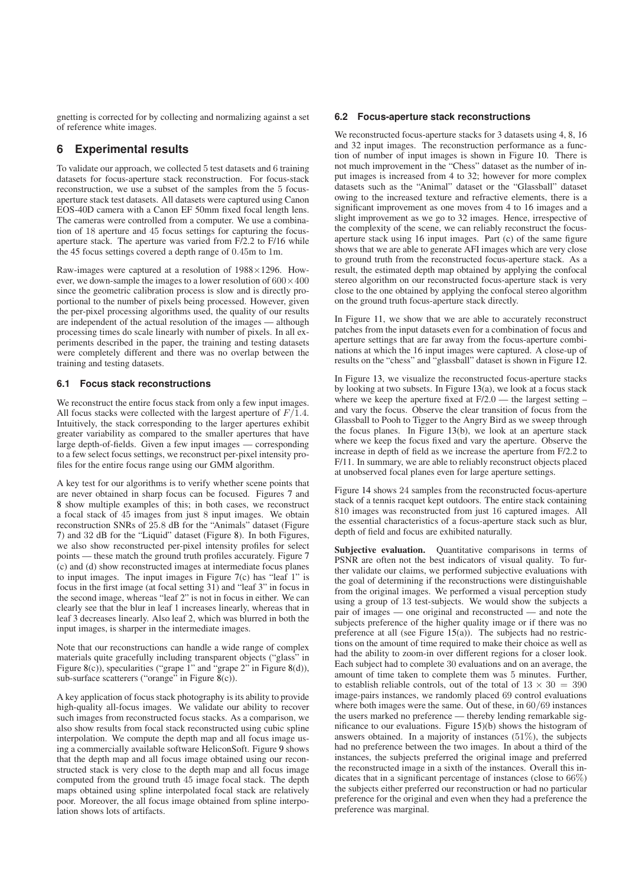gnetting is corrected for by collecting and normalizing against a set of reference white images.

## 6 Experimental results

To validate our approach, we collected 5 test datasets and 6 training datasets for focus-aperture stack reconstruction. For focus-stack reconstruction, we use a subset of the samples from the 5 focus-aperture stack test datasets. All datasets were captured using Canon EOS-40D camera with a Canon EF 50mm fixed focal length lens. The cameras were controlled from a computer. We use a combination of 18 aperture and 45 focus settings for capturing the focus-aperture stack. The aperture was varied from F/2.2 to F/16 while the 45 focus settings covered a depth range of 0.45m to 1m.

Raw-images were captured at a resolution of $1988 \times 1296$. However, we down-sample the images to a lower resolution of $600 \times 400$ since the geometric calibration process is slow and is directly proportional to the number of pixels being processed. However, given the per-pixel processing algorithms used, the quality of our results are independent of the actual resolution of the images — although processing times do scale linearly with number of pixels. In all experiments described in the paper, the training and testing datasets were completely different and there was no overlap between the training and testing datasets.

### 6.1 Focus stack reconstructions

We reconstruct the entire focus stack from only a few input images. All focus stacks were collected with the largest aperture of $F/1.4$. Intuitively, the stack corresponding to the larger apertures exhibit greater variability as compared to the smaller apertures that have large depth-of-fields. Given a few input images — corresponding to a few select focus settings, we reconstruct per-pixel intensity profiles for the entire focus range using our GMM algorithm.

A key test for our algorithms is to verify whether scene points that are never obtained in sharp focus can be focused. Figures 7 and 8 show multiple examples of this; in both cases, we reconstruct a focal stack of 45 images from just 8 input images. We obtain reconstruction SNRs of 25.8 dB for the "Animals" dataset (Figure 7) and 32 dB for the "Liquid" dataset (Figure 8). In both Figures, we also show reconstructed per-pixel intensity profiles for select points — these match the ground truth profiles accurately. Figure 7 (c) and (d) show reconstructed images at intermediate focus planes to input images. The input images in Figure 7(c) has "leaf 1" is focus in the first image (at focal setting 31) and "leaf 3" in focus in the second image, whereas "leaf 2" is not in focus in either. We can clearly see that the blur in leaf 1 increases linearly, whereas that in leaf 3 decreases linearly. Also leaf 2, which was blurred in both the input images, is sharper in the intermediate images.

Note that our reconstructions can handle a wide range of complex materials quite gracefully including transparent objects ("glass" in Figure 8(c)), specularities ("grape 1" and "grape 2" in Figure 8(d)), sub-surface scatterers ("orange" in Figure 8(c)).

A key application of focus stack photography is its ability to provide high-quality all-focus images. We validate our ability to recover such images from reconstructed focus stacks. As a comparison, we also show results from focal stack reconstructed using cubic spline interpolation. We compute the depth map and all focus image using a commercially available software HeliconSoft. Figure 9 shows that the depth map and all focus image obtained using our reconstructed stack is very close to the depth map and all focus image computed from the ground truth 45 image focal stack. The depth maps obtained using spline interpolated focal stack are relatively poor. Moreover, the all focus image obtained from spline interpolation shows lots of artifacts.

### 6.2 Focus-aperture stack reconstructions

We reconstructed focus-aperture stacks for 3 datasets using 4, 8, 16 and 32 input images. The reconstruction performance as a function of number of input images is shown in Figure 10. There is not much improvement in the "Chess" dataset as the number of input images is increased from 4 to 32; however for more complex datasets such as the "Animal" dataset or the "Glassball" dataset owing to the increased texture and refractive elements, there is a significant improvement as one moves from 4 to 16 images and a slight improvement as we go to 32 images. Hence, irrespective of the complexity of the scene, we can reliably reconstruct the focus-aperture stack using 16 input images. Part (c) of the same figure shows that we are able to generate AFI images which are very close to ground truth from the reconstructed focus-aperture stack. As a result, the estimated depth map obtained by applying the confocal stereo algorithm on our reconstructed focus-aperture stack is very close to the one obtained by applying the confocal stereo algorithm on the ground truth focus-aperture stack directly.

In Figure 11, we show that we are able to accurately reconstruct patches from the input datasets even for a combination of focus and aperture settings that are far away from the focus-aperture combinations at which the 16 input images were captured. A close-up of results on the "chess" and "glassball" dataset is shown in Figure 12.

In Figure 13, we visualize the reconstructed focus-aperture stacks by looking at two subsets. In Figure 13(a), we look at a focus stack where we keep the aperture fixed at F/2.0 — the largest setting – and vary the focus. Observe the clear transition of focus from the Glassball to Pooh to Tigger to the Angry Bird as we sweep through the focus planes. In Figure 13(b), we look at an aperture stack where we keep the focus fixed and vary the aperture. Observe the increase in depth of field as we increase the aperture from F/2.2 to F/11. In summary, we are able to reliably reconstruct objects placed at unobserved focal planes even for large aperture settings.

Figure 14 shows 24 samples from the reconstructed focus-aperture stack of a tennis racquet kept outdoors. The entire stack containing 810 images was reconstructed from just 16 captured images. All the essential characteristics of a focus-aperture stack such as blur, depth of field and focus are exhibited naturally.

**Subjective evaluation.** Quantitative comparisons in terms of PSNR are often not the best indicators of visual quality. To further validate our claims, we performed subjective evaluations with the goal of determining if the reconstructions were distinguishable from the original images. We performed a visual perception study using a group of 13 test-subjects. We would show the subjects a pair of images — one original and reconstructed — and note the subjects preference of the higher quality image or if there was no preference at all (see Figure 15(a)). The subjects had no restrictions on the amount of time required to make their choice as well as had the ability to zoom-in over different regions for a closer look. Each subject had to complete 30 evaluations and on an average, the amount of time taken to complete them was 5 minutes. Further, to establish reliable controls, out of the total of $13 \times 30 = 390$ image-pairs instances, we randomly placed 69 control evaluations where both images were the same. Out of these, in $60/69$ instances the users marked no preference — thereby lending remarkable significance to our evaluations. Figure 15)(b) shows the histogram of answers obtained. In a majority of instances (51%), the subjects had no preference between the two images. In about a third of the instances, the subjects preferred the original image and preferred the reconstructed image in a sixth of the instances. Overall this indicates that in a significant percentage of instances (close to 66%) the subjects either preferred our reconstruction or had no particular preference for the original and even when they had a preference the preference was marginal.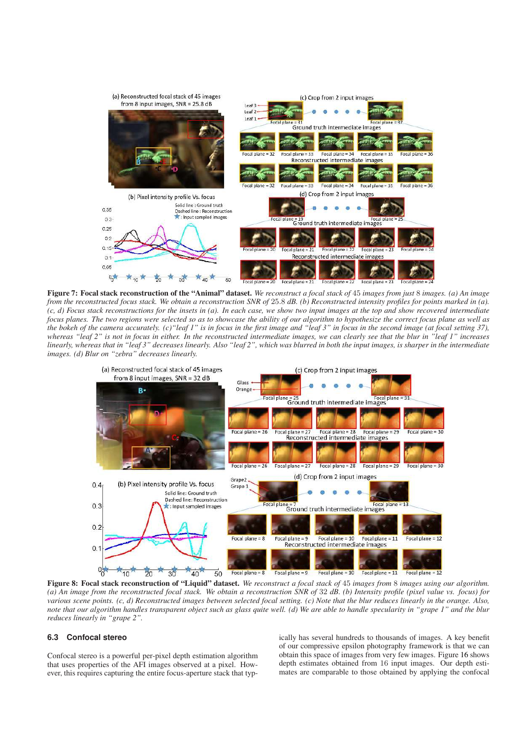**Figure 7: Focal stack reconstruction of the "Animal" dataset.** *We reconstruct a focal stack of 45 images from just 8 images. (a) An image from the reconstructed focus stack. We obtain a reconstruction SNR of 25.8 dB. (b) Reconstructed intensity profiles for points marked in (a). (c, d) Focus stack reconstructions for the insets in (a). In each case, we show two input images at the top and show recovered intermediate focus planes. The two regions were selected so as to showcase the ability of our algorithm to hypothesize the correct focus plane as well as the bokeh of the camera accurately. (c)"leaf 1" is in focus in the first image and "leaf 3" in focus in the second image (at focal setting 37), whereas "leaf 2" is not in focus in either. In the reconstructed intermediate images, we can clearly see that the blur in "leaf 1" increases linearly, whereas that in "leaf 3" decreases linearly. Also "leaf 2", which was blurred in both the input images, is sharper in the intermediate images. (d) Blur on "zebra" decreases linearly.*

**Figure 8: Focal stack reconstruction of "Liquid" dataset.** *We reconstruct a focal stack of 45 images from 8 images using our algorithm. (a) An image from the reconstructed focal stack. We obtain a reconstruction SNR of 32 dB. (b) Intensity profile (pixel value vs. focus) for various scene points. (c, d) Reconstructed images between selected focal setting. (c) Note that the blur reduces linearly in the orange. Also, note that our algorithm handles transparent object such as glass quite well. (d) We are able to handle specularity in "grape 1" and the blur reduces linearly in "grape 2".*

### 6.3 Confocal stereo

Confocal stereo is a powerful per-pixel depth estimation algorithm that uses properties of the AFI images observed at a pixel. However, this requires capturing the entire focus-aperture stack that typically has several hundreds to thousands of images. A key benefit of our compressive epsilon photography framework is that we can obtain this space of images from very few images. Figure 16 shows depth estimates obtained from 16 input images. Our depth estimates are comparable to those obtained by applying the confocal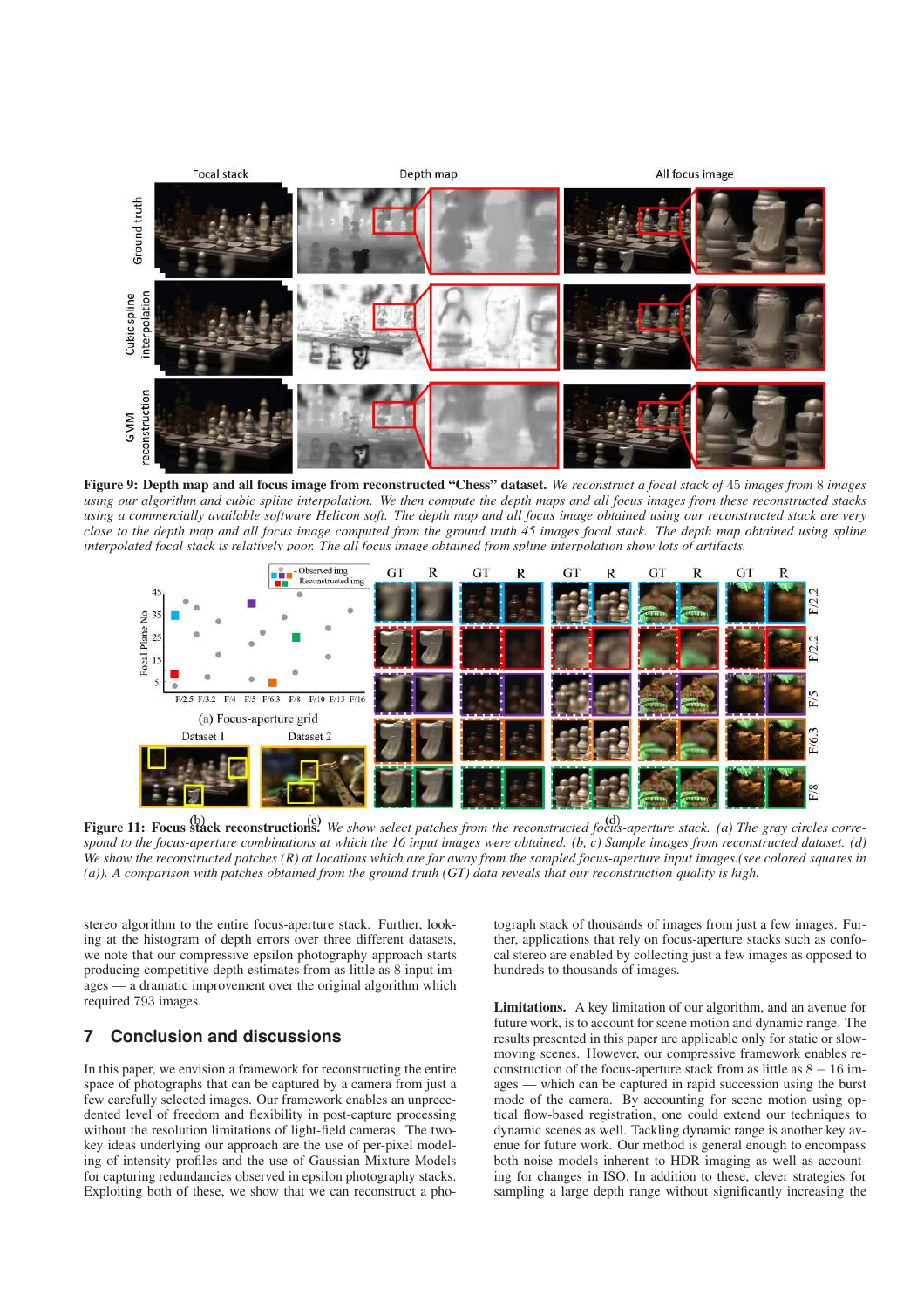**Figure 9: Depth map and all focus image from reconstructed "Chess" dataset.** *We reconstruct a focal stack of* 45 *images from* 8 *images using our algorithm and cubic spline interpolation. We then compute the depth maps and all focus images from these reconstructed stacks using a commercially available software Helicon soft. The depth map and all focus image obtained using our reconstructed stack are very close to the depth map and all focus image computed from the ground truth 45 images focal stack. The depth map obtained using spline interpolated focal stack is relatively poor. The all focus image obtained from spline interpolation show lots of artifacts.*

**Figure 11: Focus stack reconstructions.** *We show select patches from the reconstructed focus-aperture stack. (a) The gray circles correspond to the focus-aperture combinations at which the 16 input images were obtained. (b, c) Sample images from reconstructed dataset. (d) We show the reconstructed patches (R) at locations which are far away from the sampled focus-aperture input images.(see colored squares in (a)). A comparison with patches obtained from the ground truth (GT) data reveals that our reconstruction quality is high.*

stereo algorithm to the entire focus-aperture stack. Further, looking at the histogram of depth errors over three different datasets, we note that our compressive epsilon photography approach starts producing competitive depth estimates from as little as 8 input images — a dramatic improvement over the original algorithm which required 793 images.

## 7 Conclusion and discussions

In this paper, we envision a framework for reconstructing the entire space of photographs that can be captured by a camera from just a few carefully selected images. Our framework enables an unprecedented level of freedom and flexibility in post-capture processing without the resolution limitations of light-field cameras. The two-key ideas underlying our approach are the use of per-pixel modeling of intensity profiles and the use of Gaussian Mixture Models for capturing redundancies observed in epsilon photography stacks. Exploiting both of these, we show that we can reconstruct a photograph stack of thousands of images from just a few images. Further, applications that rely on focus-aperture stacks such as confocal stereo are enabled by collecting just a few images as opposed to hundreds to thousands of images.

**Limitations.** A key limitation of our algorithm, and an avenue for future work, is to account for scene motion and dynamic range. The results presented in this paper are applicable only for static or slow-moving scenes. However, our compressive framework enables reconstruction of the focus-aperture stack from as little as $8-16$ images — which can be captured in rapid succession using the burst mode of the camera. By accounting for scene motion using optical flow-based registration, one could extend our techniques to dynamic scenes as well. Tackling dynamic range is another key avenue for future work. Our method is general enough to encompass both noise models inherent to HDR imaging as well as accounting for changes in ISO. In addition to these, clever strategies for sampling a large depth range without significantly increasing the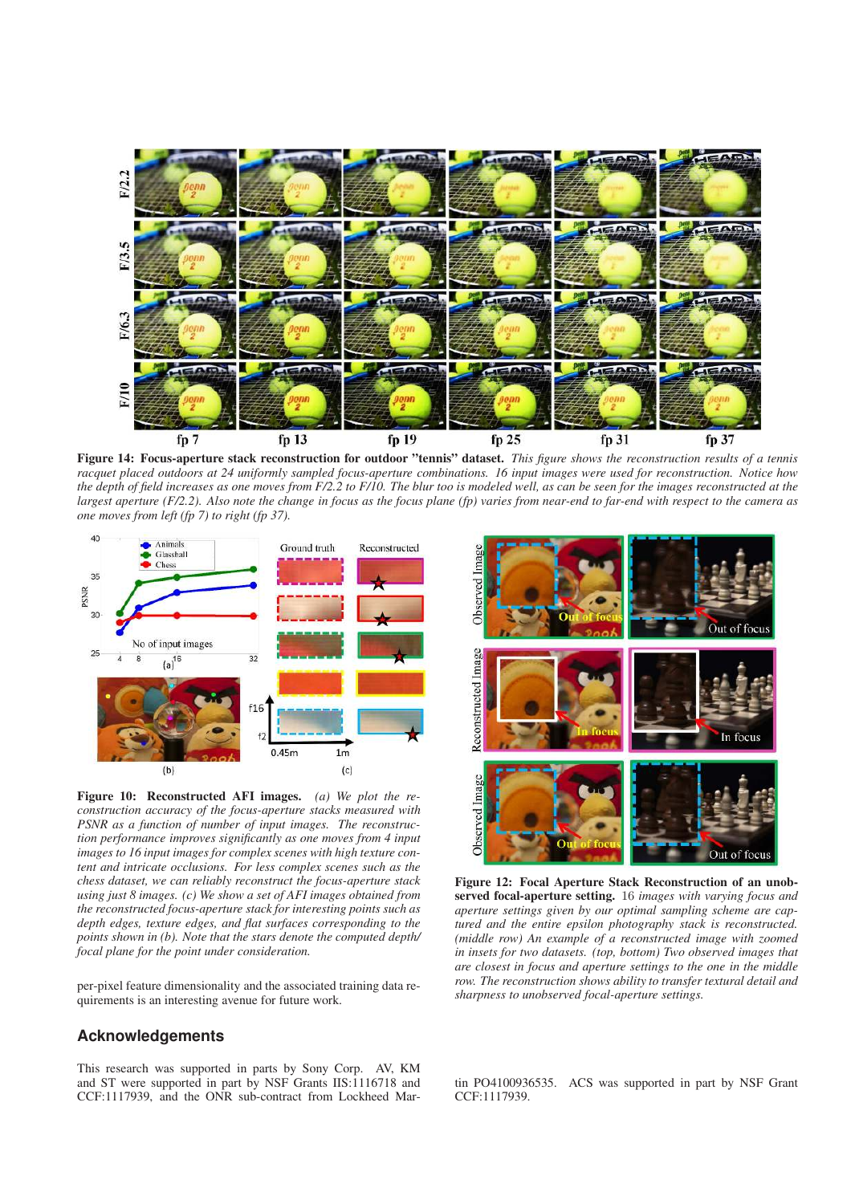**Figure 14: Focus-aperture stack reconstruction for outdoor "tennis" dataset.** *This figure shows the reconstruction results of a tennis racquet placed outdoors at 24 uniformly sampled focus-aperture combinations. 16 input images were used for reconstruction. Notice how the depth of field increases as one moves from F/2.2 to F/10. The blur too is modeled well, as can be seen for the images reconstructed at the largest aperture (F/2.2). Also note the change in focus as the focus plane (fp) varies from near-end to far-end with respect to the camera as one moves from left (fp 7) to right (fp 37).*

**Figure 10: Reconstructed AFI images.** *(a) We plot the reconstruction accuracy of the focus-aperture stacks measured with PSNR as a function of number of input images. The reconstruction performance improves significantly as one moves from 4 input images to 16 input images for complex scenes with high texture content and intricate occlusions. For less complex scenes such as the chess dataset, we can reliably reconstruct the focus-aperture stack using just 8 images. (c) We show a set of AFI images obtained from the reconstructed focus-aperture stack for interesting points such as depth edges, texture edges, and flat surfaces corresponding to the points shown in (b). Note that the stars denote the computed depth/focal plane for the point under consideration.*

per-pixel feature dimensionality and the associated training data requirements is an interesting avenue for future work.

**Figure 12: Focal Aperture Stack Reconstruction of an unobserved focal-aperture setting.** *16 images with varying focus and aperture settings given by our optimal sampling scheme are captured and the entire epsilon photography stack is reconstructed. (middle row) An example of a reconstructed image with zoomed in insets for two datasets. (top, bottom) Two observed images that are closest in focus and aperture settings to the one in the middle row. The reconstruction shows ability to transfer textural detail and sharpness to unobserved focal-aperture settings.*

## Acknowledgements

This research was supported in parts by Sony Corp. AV, KM and ST were supported in part by NSF Grants IIS:1116718 and CCF:1117939, and the ONR sub-contract from Lockheed Martin PO4100936535. ACS was supported in part by NSF Grant CCF:1117939.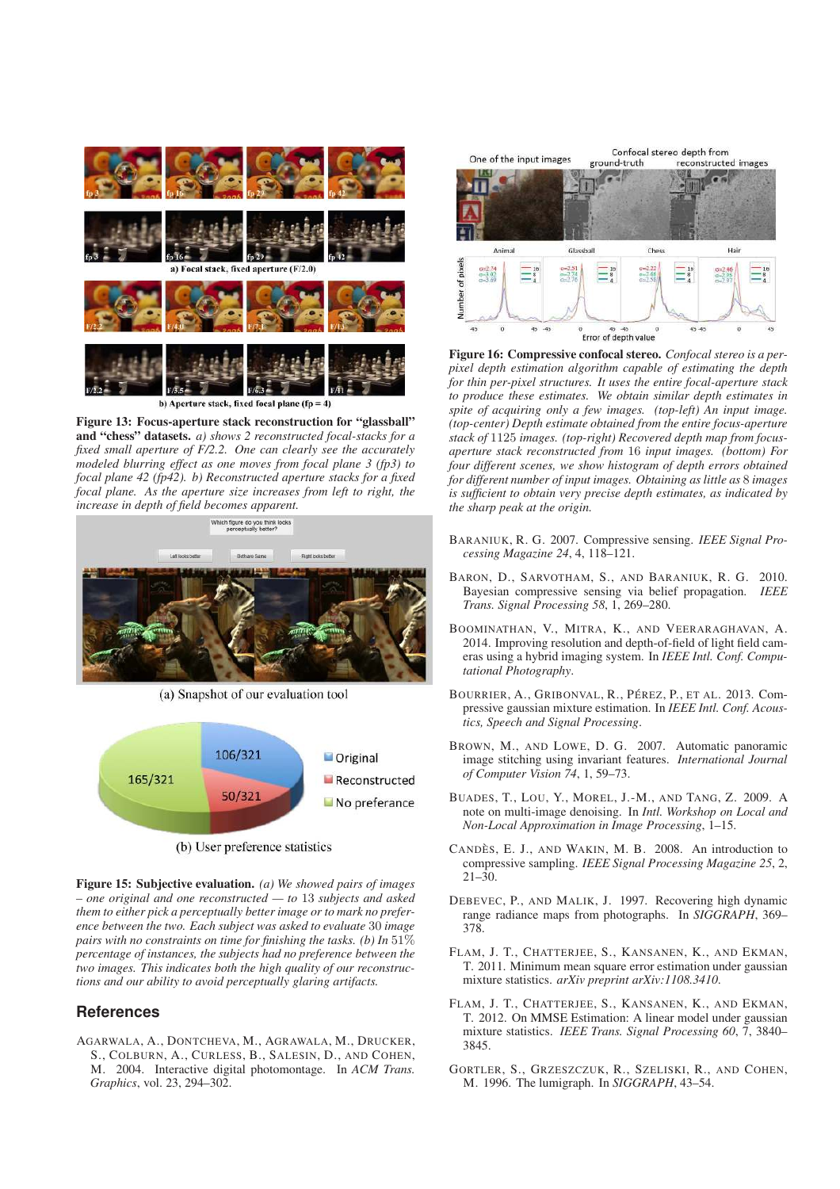**Figure 13: Focus-aperture stack reconstruction for "glassball" and "chess" datasets.** *a) shows 2 reconstructed focal-stacks for a fixed small aperture of F/2.2. One can clearly see the accurately modeled blurring effect as one moves from focal plane 3 (fp3) to focal plane 42 (fp42). b) Reconstructed aperture stacks for a fixed focal plane. As the aperture size increases from left to right, the increase in depth of field becomes apparent.*

(a) Snapshot of our evaluation tool

(b) User preference statistics

**Figure 15: Subjective evaluation.** *(a) We showed pairs of images – one original and one reconstructed — to 13 subjects and asked them to either pick a perceptually better image or to mark no preference between the two. Each subject was asked to evaluate 30 image pairs with no constraints on time for finishing the tasks. (b) In 51% percentage of instances, the subjects had no preference between the two images. This indicates both the high quality of our reconstructions and our ability to avoid perceptually glaring artifacts.*

**Figure 16: Compressive confocal stereo.** *Confocal stereo is a per-pixel depth estimation algorithm capable of estimating the depth for thin per-pixel structures. It uses the entire focal-aperture stack to produce these estimates. We obtain similar depth estimates in spite of acquiring only a few images. (top-left) An input image. (top-center) Depth estimate obtained from the entire focus-aperture stack of 1125 images. (top-right) Recovered depth map from focus-aperture stack reconstructed from 16 input images. (bottom) For four different scenes, we show histogram of depth errors obtained for different number of input images. Obtaining as little as 8 images is sufficient to obtain very precise depth estimates, as indicated by the sharp peak at the origin.*

## References

AGARWALA, A., DONTCHEVA, M., AGRAWALA, M., DRUCKER, S., COLBURN, A., CURLESS, B., SALESIN, D., AND COHEN, M. 2004. Interactive digital photomontage. In *ACM Trans. Graphics*, vol. 23, 294–302.

BARANIUK, R. G. 2007. Compressive sensing. *IEEE Signal Processing Magazine 24*, 4, 118–121.

BARON, D., SARVOTHAM, S., AND BARANIUK, R. G. 2010. Bayesian compressive sensing via belief propagation. *IEEE Trans. Signal Processing 58*, 1, 269–280.

BOOMINATHAN, V., MITRA, K., AND VEERARAGHAVAN, A. 2014. Improving resolution and depth-of-field of light field cameras using a hybrid imaging system. In *IEEE Intl. Conf. Computational Photography*.

BOURRIER, A., GRIBONVAL, R., PÉREZ, P., ET AL. 2013. Compressive gaussian mixture estimation. In *IEEE Intl. Conf. Acoustics, Speech and Signal Processing*.

BROWN, M., AND LOWE, D. G. 2007. Automatic panoramic image stitching using invariant features. *International Journal of Computer Vision 74*, 1, 59–73.

BUADES, T., LOU, Y., MOREL, J.-M., AND TANG, Z. 2009. A note on multi-image denoising. In *Intl. Workshop on Local and Non-Local Approximation in Image Processing*, 1–15.

CANDÈS, E. J., AND WAKIN, M. B. 2008. An introduction to compressive sampling. *IEEE Signal Processing Magazine 25*, 2, 21–30.

DEBEVEC, P., AND MALIK, J. 1997. Recovering high dynamic range radiance maps from photographs. In *SIGGRAPH*, 369–378.

FLAM, J. T., CHATTERJEE, S., KANSANEN, K., AND EKMAN, T. 2011. Minimum mean square error estimation under gaussian mixture statistics. *arXiv preprint arXiv:1108.3410*.

FLAM, J. T., CHATTERJEE, S., KANSANEN, K., AND EKMAN, T. 2012. On MMSE Estimation: A linear model under gaussian mixture statistics. *IEEE Trans. Signal Processing 60*, 7, 3840–3845.

GORTLER, S., GRZESZCZUK, R., SZELISKI, R., AND COHEN, M. 1996. The lumigraph. In *SIGGRAPH*, 43–54.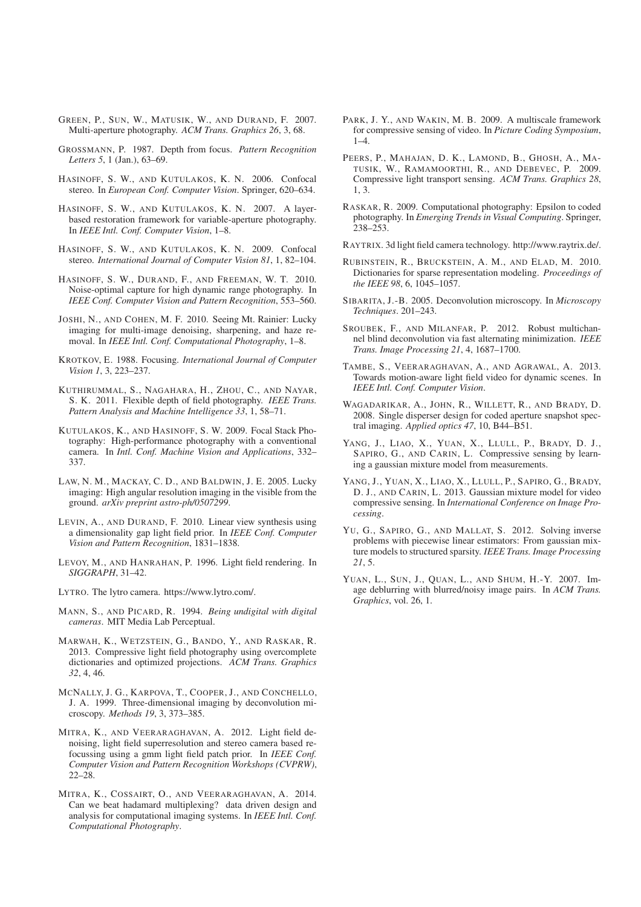GREEN, P., SUN, W., MATUSIK, W., AND DURAND, F. 2007. Multi-aperture photography. *ACM Trans. Graphics 26*, 3, 68.

GROSSMANN, P. 1987. Depth from focus. *Pattern Recognition Letters 5*, 1 (Jan.), 63–69.

HASINOFF, S. W., AND KUTULAKOS, K. N. 2006. Confocal stereo. In *European Conf. Computer Vision*. Springer, 620–634.

HASINOFF, S. W., AND KUTULAKOS, K. N. 2007. A layer-based restoration framework for variable-aperture photography. In *IEEE Intl. Conf. Computer Vision*, 1–8.

HASINOFF, S. W., AND KUTULAKOS, K. N. 2009. Confocal stereo. *International Journal of Computer Vision 81*, 1, 82–104.

HASINOFF, S. W., DURAND, F., AND FREEMAN, W. T. 2010. Noise-optimal capture for high dynamic range photography. In *IEEE Conf. Computer Vision and Pattern Recognition*, 553–560.

JOSHI, N., AND COHEN, M. F. 2010. Seeing Mt. Rainier: Lucky imaging for multi-image denoising, sharpening, and haze removal. In *IEEE Intl. Conf. Computational Photography*, 1–8.

KROTKOV, E. 1988. Focusing. *International Journal of Computer Vision 1*, 3, 223–237.

KUTHIRUMMAL, S., NAGAHARA, H., ZHOU, C., AND NAYAR, S. K. 2011. Flexible depth of field photography. *IEEE Trans. Pattern Analysis and Machine Intelligence 33*, 1, 58–71.

KUTULAKOS, K., AND HASINOFF, S. W. 2009. Focal Stack Photography: High-performance photography with a conventional camera. In *Intl. Conf. Machine Vision and Applications*, 332–337.

LAW, N. M., MACKAY, C. D., AND BALDWIN, J. E. 2005. Lucky imaging: High angular resolution imaging in the visible from the ground. *arXiv preprint astro-ph/0507299*.

LEVIN, A., AND DURAND, F. 2010. Linear view synthesis using a dimensionality gap light field prior. In *IEEE Conf. Computer Vision and Pattern Recognition*, 1831–1838.

LEVOY, M., AND HANRAHAN, P. 1996. Light field rendering. In *SIGGRAPH*, 31–42.

LYTRO. The lytro camera. https://www.lytro.com/.

MANN, S., AND PICARD, R. 1994. *Being undigital with digital cameras*. MIT Media Lab Perceptual.

MARWAH, K., WETZSTEIN, G., BANDO, Y., AND RASKAR, R. 2013. Compressive light field photography using overcomplete dictionaries and optimized projections. *ACM Trans. Graphics 32*, 4, 46.

MCNALLY, J. G., KARPOVA, T., COOPER, J., AND CONCHELLO, J. A. 1999. Three-dimensional imaging by deconvolution microscopy. *Methods 19*, 3, 373–385.

MITRA, K., AND VEERARAGHAVAN, A. 2012. Light field denoising, light field superresolution and stereo camera based refocussing using a gmm light field patch prior. In *IEEE Conf. Computer Vision and Pattern Recognition Workshops (CVPRW)*, 22–28.

MITRA, K., COSSAIRT, O., AND VEERARAGHAVAN, A. 2014. Can we beat hadamard multiplexing? data driven design and analysis for computational imaging systems. In *IEEE Intl. Conf. Computational Photography*.

PARK, J. Y., AND WAKIN, M. B. 2009. A multiscale framework for compressive sensing of video. In *Picture Coding Symposium*, 1–4.

PEERS, P., MAHAJAN, D. K., LAMOND, B., GHOSH, A., MATUSIK, W., RAMAMOORTHI, R., AND DEBEVEC, P. 2009. Compressive light transport sensing. *ACM Trans. Graphics 28*, 1, 3.

RASKAR, R. 2009. Computational photography: Epsilon to coded photography. In *Emerging Trends in Visual Computing*. Springer, 238–253.

RAYTRIX. 3d light field camera technology. http://www.raytrix.de/.

RUBINSTEIN, R., BRUCKSTEIN, A. M., AND ELAD, M. 2010. Dictionaries for sparse representation modeling. *Proceedings of the IEEE 98*, 6, 1045–1057.

SIBARITA, J.-B. 2005. Deconvolution microscopy. In *Microscopy Techniques*. 201–243.

SROUBEK, F., AND MILANFAR, P. 2012. Robust multichannel blind deconvolution via fast alternating minimization. *IEEE Trans. Image Processing 21*, 4, 1687–1700.

TAMBE, S., VEERARAGHAVAN, A., AND AGRAWAL, A. 2013. Towards motion-aware light field video for dynamic scenes. In *IEEE Intl. Conf. Computer Vision*.

WAGADARIKAR, A., JOHN, R., WILLETT, R., AND BRADY, D. 2008. Single disperser design for coded aperture snapshot spectral imaging. *Applied optics 47*, 10, B44–B51.

YANG, J., LIAO, X., YUAN, X., LLULL, P., BRADY, D. J., SAPIRO, G., AND CARIN, L. Compressive sensing by learning a gaussian mixture model from measurements.

YANG, J., YUAN, X., LIAO, X., LLULL, P., SAPIRO, G., BRADY, D. J., AND CARIN, L. 2013. Gaussian mixture model for video compressive sensing. In *International Conference on Image Processing*.

YU, G., SAPIRO, G., AND MALLAT, S. 2012. Solving inverse problems with piecewise linear estimators: From gaussian mixture models to structured sparsity. *IEEE Trans. Image Processing 21*, 5.

YUAN, L., SUN, J., QUAN, L., AND SHUM, H.-Y. 2007. Image deblurring with blurred/noisy image pairs. In *ACM Trans. Graphics*, vol. 26, 1.